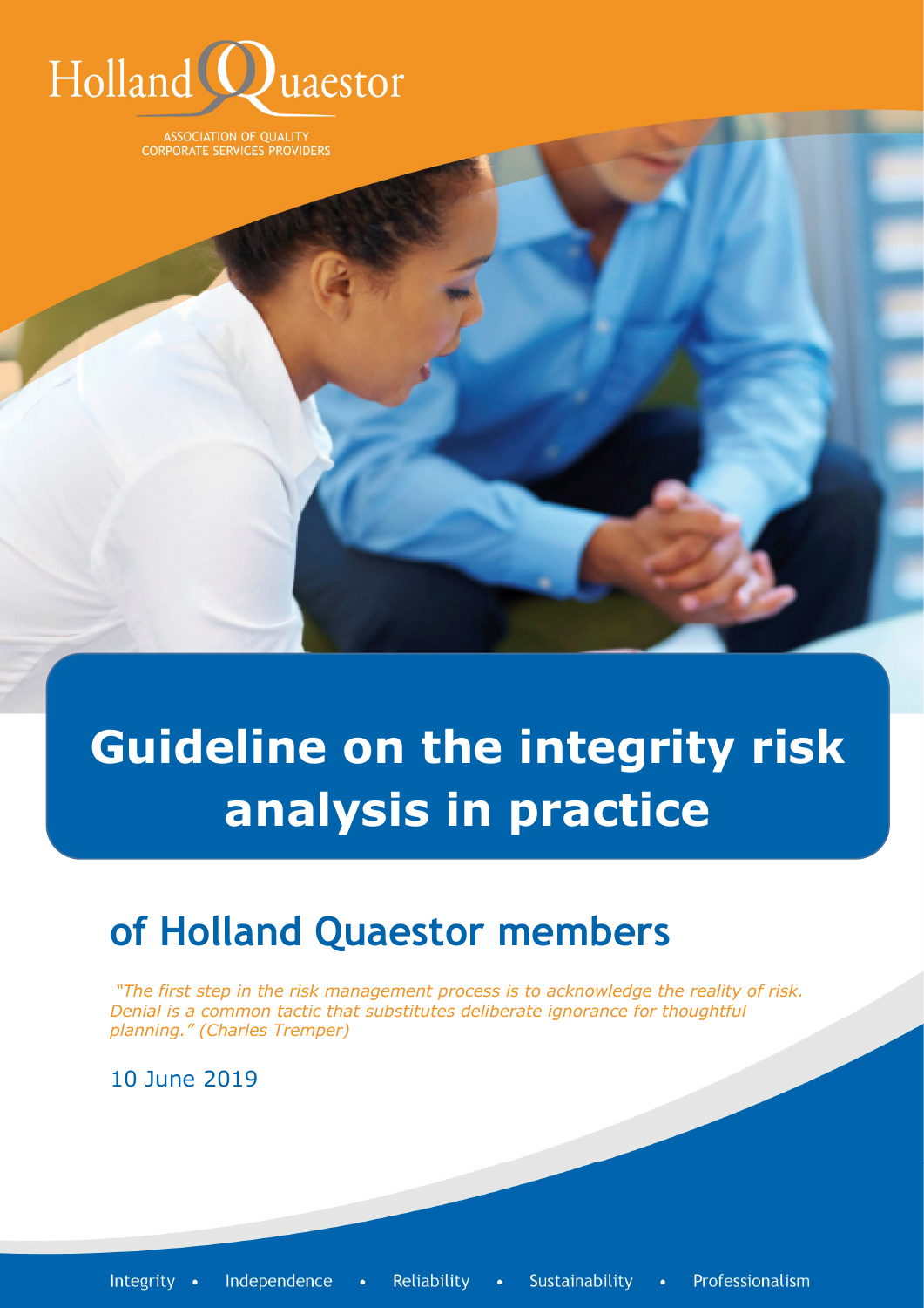Holland Quaestor

ASSOCIATION OF QUALITY CORPORATE SERVICES PROVIDERS

# Guideline on the integrity risk analysis in practice

## of Holland Quaestor members

*"The first step in the risk management process is to acknowledge the reality of risk. Denial is a common tactic that substitutes deliberate ignorance for thoughtful planning." (Charles Tremper)*

10 June 2019

Integrity • Independence • Reliability • Sustainability • Professionalism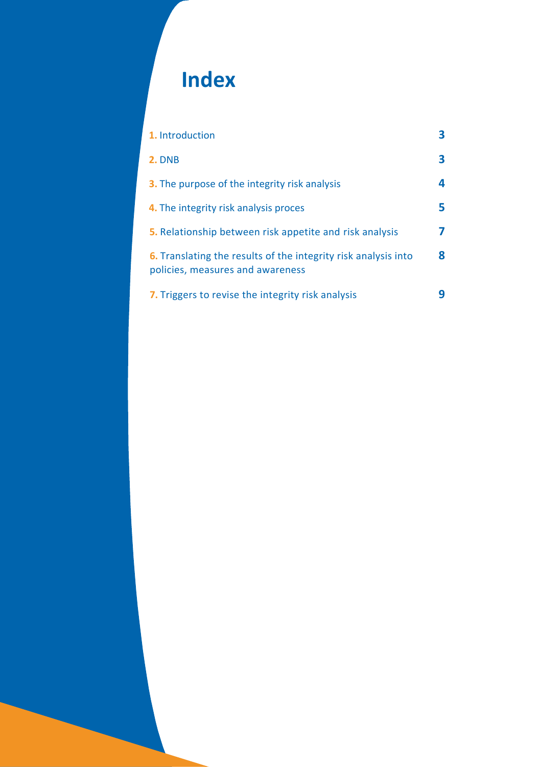# Index

| | |
|---|---|
| **1.** Introduction | **3** |
| **2.** DNB | **3** |
| **3.** The purpose of the integrity risk analysis | **4** |
| **4.** The integrity risk analysis proces | **5** |
| **5.** Relationship between risk appetite and risk analysis | **7** |
| **6.** Translating the results of the integrity risk analysis into policies, measures and awareness | **8** |
| **7.** Triggers to revise the integrity risk analysis | **9** |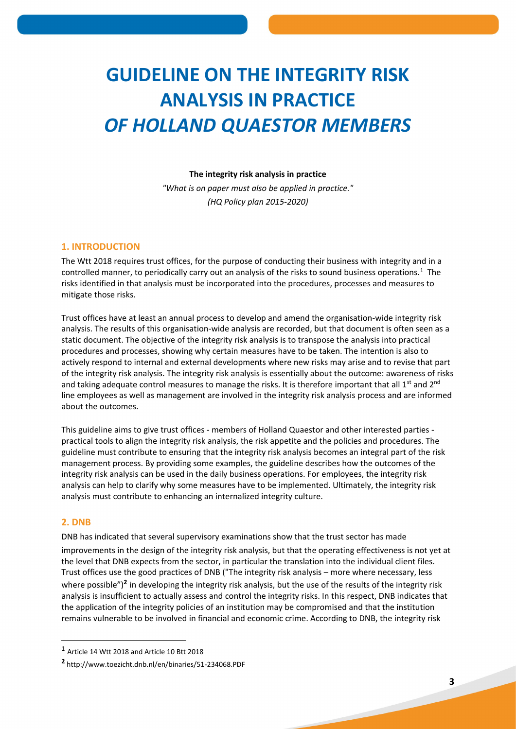# GUIDELINE ON THE INTEGRITY RISK ANALYSIS IN PRACTICE *OF HOLLAND QUAESTOR MEMBERS*

**The integrity risk analysis in practice**

*"What is on paper must also be applied in practice."*
*(HQ Policy plan 2015-2020)*

## 1. INTRODUCTION

The Wtt 2018 requires trust offices, for the purpose of conducting their business with integrity and in a controlled manner, to periodically carry out an analysis of the risks to sound business operations.[1] The risks identified in that analysis must be incorporated into the procedures, processes and measures to mitigate those risks.

Trust offices have at least an annual process to develop and amend the organisation-wide integrity risk analysis. The results of this organisation-wide analysis are recorded, but that document is often seen as a static document. The objective of the integrity risk analysis is to transpose the analysis into practical procedures and processes, showing why certain measures have to be taken. The intention is also to actively respond to internal and external developments where new risks may arise and to revise that part of the integrity risk analysis. The integrity risk analysis is essentially about the outcome: awareness of risks and taking adequate control measures to manage the risks. It is therefore important that all 1st and 2nd line employees as well as management are involved in the integrity risk analysis process and are informed about the outcomes.

This guideline aims to give trust offices - members of Holland Quaestor and other interested parties - practical tools to align the integrity risk analysis, the risk appetite and the policies and procedures. The guideline must contribute to ensuring that the integrity risk analysis becomes an integral part of the risk management process. By providing some examples, the guideline describes how the outcomes of the integrity risk analysis can be used in the daily business operations. For employees, the integrity risk analysis can help to clarify why some measures have to be implemented. Ultimately, the integrity risk analysis must contribute to enhancing an internalized integrity culture.

## 2. DNB

DNB has indicated that several supervisory examinations show that the trust sector has made improvements in the design of the integrity risk analysis, but that the operating effectiveness is not yet at the level that DNB expects from the sector, in particular the translation into the individual client files. Trust offices use the good practices of DNB ("The integrity risk analysis – more where necessary, less where possible")[2] in developing the integrity risk analysis, but the use of the results of the integrity risk analysis is insufficient to actually assess and control the integrity risks. In this respect, DNB indicates that the application of the integrity policies of an institution may be compromised and that the institution remains vulnerable to be involved in financial and economic crime. According to DNB, the integrity risk

---

[1] Article 14 Wtt 2018 and Article 10 Btt 2018

[2] http://www.toezicht.dnb.nl/en/binaries/51-234068.PDF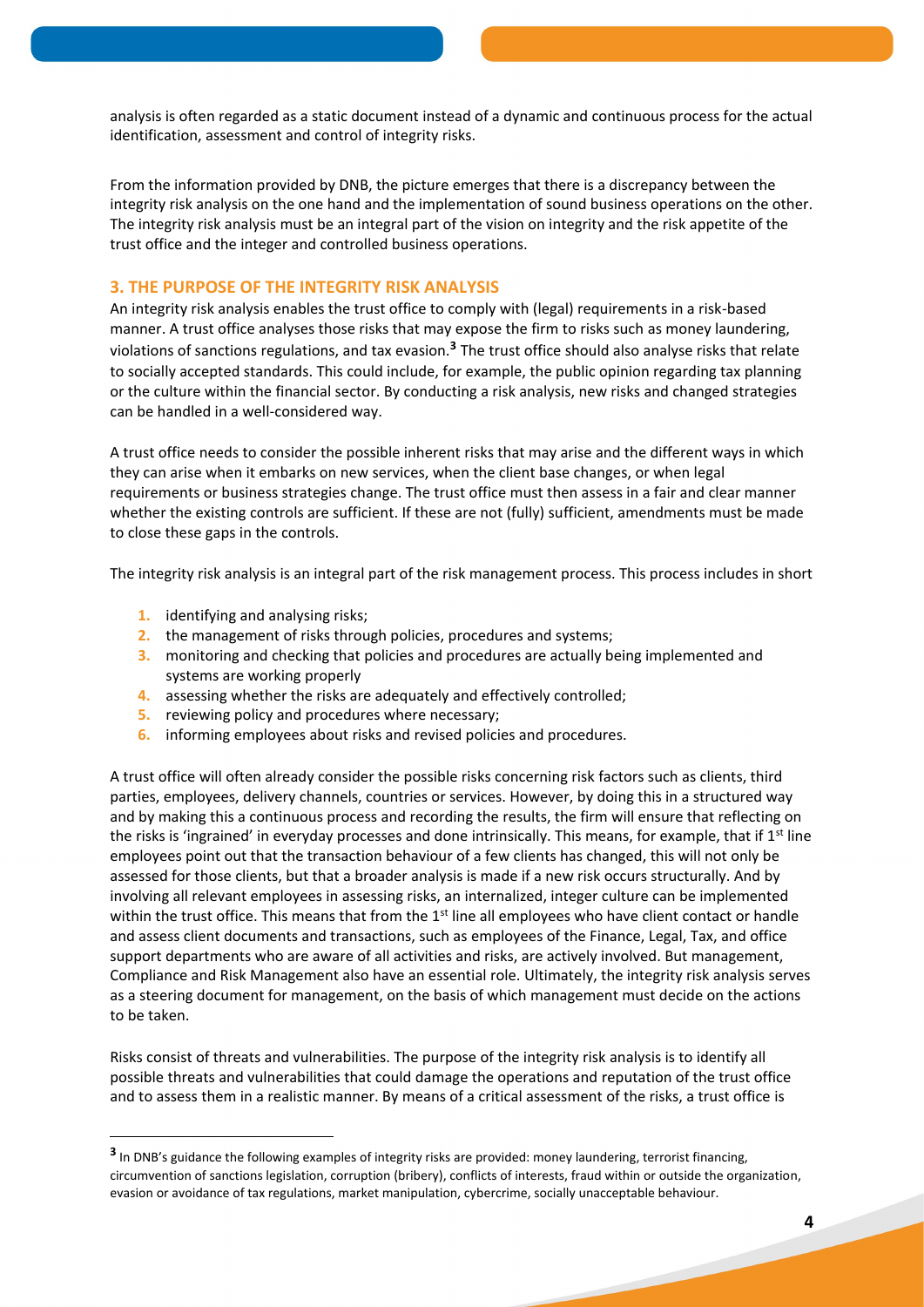analysis is often regarded as a static document instead of a dynamic and continuous process for the actual identification, assessment and control of integrity risks.

From the information provided by DNB, the picture emerges that there is a discrepancy between the integrity risk analysis on the one hand and the implementation of sound business operations on the other. The integrity risk analysis must be an integral part of the vision on integrity and the risk appetite of the trust office and the integer and controlled business operations.

## 3. THE PURPOSE OF THE INTEGRITY RISK ANALYSIS

An integrity risk analysis enables the trust office to comply with (legal) requirements in a risk-based manner. A trust office analyses those risks that may expose the firm to risks such as money laundering, violations of sanctions regulations, and tax evasion.[3] The trust office should also analyse risks that relate to socially accepted standards. This could include, for example, the public opinion regarding tax planning or the culture within the financial sector. By conducting a risk analysis, new risks and changed strategies can be handled in a well-considered way.

A trust office needs to consider the possible inherent risks that may arise and the different ways in which they can arise when it embarks on new services, when the client base changes, or when legal requirements or business strategies change. The trust office must then assess in a fair and clear manner whether the existing controls are sufficient. If these are not (fully) sufficient, amendments must be made to close these gaps in the controls.

The integrity risk analysis is an integral part of the risk management process. This process includes in short

1. identifying and analysing risks;
2. the management of risks through policies, procedures and systems;
3. monitoring and checking that policies and procedures are actually being implemented and systems are working properly
4. assessing whether the risks are adequately and effectively controlled;
5. reviewing policy and procedures where necessary;
6. informing employees about risks and revised policies and procedures.

A trust office will often already consider the possible risks concerning risk factors such as clients, third parties, employees, delivery channels, countries or services. However, by doing this in a structured way and by making this a continuous process and recording the results, the firm will ensure that reflecting on the risks is 'ingrained' in everyday processes and done intrinsically. This means, for example, that if 1st line employees point out that the transaction behaviour of a few clients has changed, this will not only be assessed for those clients, but that a broader analysis is made if a new risk occurs structurally. And by involving all relevant employees in assessing risks, an internalized, integer culture can be implemented within the trust office. This means that from the 1st line all employees who have client contact or handle and assess client documents and transactions, such as employees of the Finance, Legal, Tax, and office support departments who are aware of all activities and risks, are actively involved. But management, Compliance and Risk Management also have an essential role. Ultimately, the integrity risk analysis serves as a steering document for management, on the basis of which management must decide on the actions to be taken.

Risks consist of threats and vulnerabilities. The purpose of the integrity risk analysis is to identify all possible threats and vulnerabilities that could damage the operations and reputation of the trust office and to assess them in a realistic manner. By means of a critical assessment of the risks, a trust office is

[3] In DNB's guidance the following examples of integrity risks are provided: money laundering, terrorist financing, circumvention of sanctions legislation, corruption (bribery), conflicts of interests, fraud within or outside the organization, evasion or avoidance of tax regulations, market manipulation, cybercrime, socially unacceptable behaviour.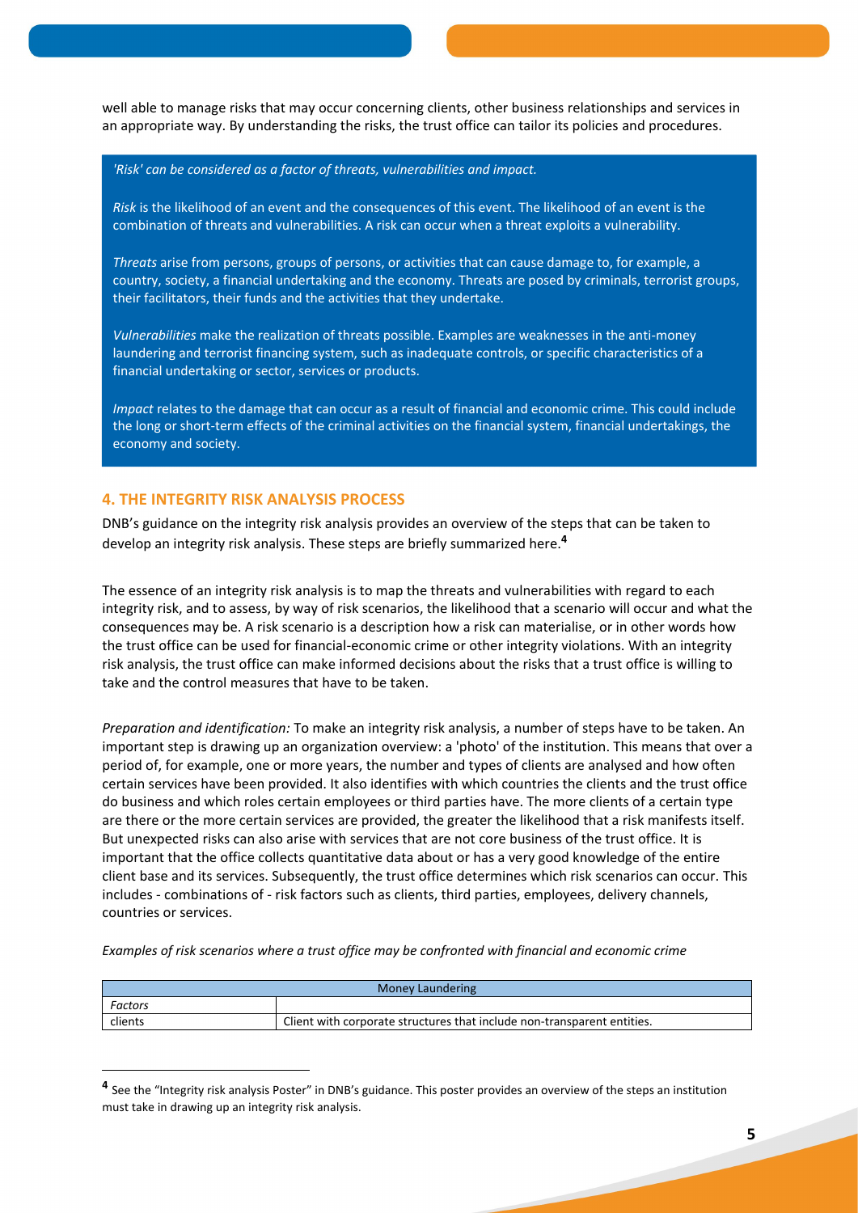well able to manage risks that may occur concerning clients, other business relationships and services in an appropriate way. By understanding the risks, the trust office can tailor its policies and procedures.

> *'Risk' can be considered as a factor of threats, vulnerabilities and impact.*
>
> *Risk* is the likelihood of an event and the consequences of this event. The likelihood of an event is the combination of threats and vulnerabilities. A risk can occur when a threat exploits a vulnerability.
>
> *Threats* arise from persons, groups of persons, or activities that can cause damage to, for example, a country, society, a financial undertaking and the economy. Threats are posed by criminals, terrorist groups, their facilitators, their funds and the activities that they undertake.
>
> *Vulnerabilities* make the realization of threats possible. Examples are weaknesses in the anti-money laundering and terrorist financing system, such as inadequate controls, or specific characteristics of a financial undertaking or sector, services or products.
>
> *Impact* relates to the damage that can occur as a result of financial and economic crime. This could include the long or short-term effects of the criminal activities on the financial system, financial undertakings, the economy and society.

## 4. THE INTEGRITY RISK ANALYSIS PROCESS

DNB's guidance on the integrity risk analysis provides an overview of the steps that can be taken to develop an integrity risk analysis. These steps are briefly summarized here.[4]

The essence of an integrity risk analysis is to map the threats and vulnerabilities with regard to each integrity risk, and to assess, by way of risk scenarios, the likelihood that a scenario will occur and what the consequences may be. A risk scenario is a description how a risk can materialise, or in other words how the trust office can be used for financial-economic crime or other integrity violations. With an integrity risk analysis, the trust office can make informed decisions about the risks that a trust office is willing to take and the control measures that have to be taken.

*Preparation and identification:* To make an integrity risk analysis, a number of steps have to be taken. An important step is drawing up an organization overview: a 'photo' of the institution. This means that over a period of, for example, one or more years, the number and types of clients are analysed and how often certain services have been provided. It also identifies with which countries the clients and the trust office do business and which roles certain employees or third parties have. The more clients of a certain type are there or the more certain services are provided, the greater the likelihood that a risk manifests itself. But unexpected risks can also arise with services that are not core business of the trust office. It is important that the office collects quantitative data about or has a very good knowledge of the entire client base and its services. Subsequently, the trust office determines which risk scenarios can occur. This includes - combinations of - risk factors such as clients, third parties, employees, delivery channels, countries or services.

*Examples of risk scenarios where a trust office may be confronted with financial and economic crime*

| Money Laundering | |
|---|---|
| *Factors* | |
| clients | Client with corporate structures that include non-transparent entities. |

[4] See the "Integrity risk analysis Poster" in DNB's guidance. This poster provides an overview of the steps an institution must take in drawing up an integrity risk analysis.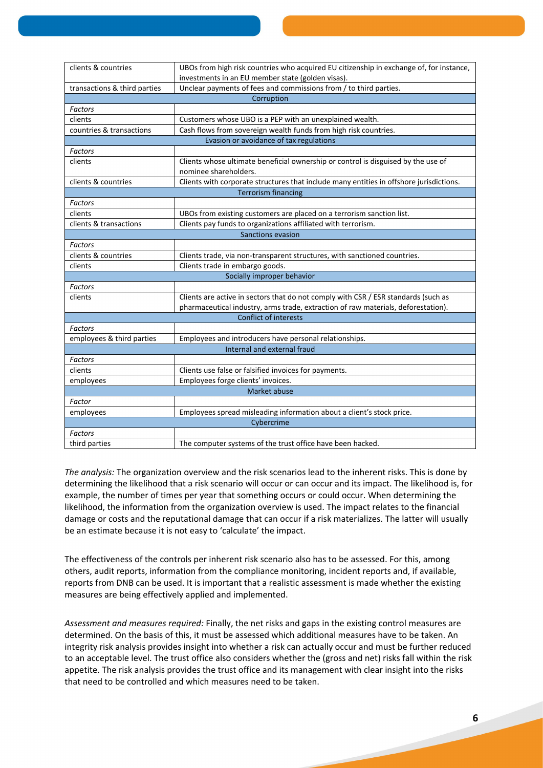| | |
|---|---|
| clients & countries | UBOs from high risk countries who acquired EU citizenship in exchange of, for instance, investments in an EU member state (golden visas). |
| transactions & third parties | Unclear payments of fees and commissions from / to third parties. |
| **Corruption** | |
| *Factors* | |
| clients | Customers whose UBO is a PEP with an unexplained wealth. |
| countries & transactions | Cash flows from sovereign wealth funds from high risk countries. |
| **Evasion or avoidance of tax regulations** | |
| *Factors* | |
| clients | Clients whose ultimate beneficial ownership or control is disguised by the use of nominee shareholders. |
| clients & countries | Clients with corporate structures that include many entities in offshore jurisdictions. |
| **Terrorism financing** | |
| *Factors* | |
| clients | UBOs from existing customers are placed on a terrorism sanction list. |
| clients & transactions | Clients pay funds to organizations affiliated with terrorism. |
| **Sanctions evasion** | |
| *Factors* | |
| clients & countries | Clients trade, via non-transparent structures, with sanctioned countries. |
| clients | Clients trade in embargo goods. |
| **Socially improper behavior** | |
| *Factors* | |
| clients | Clients are active in sectors that do not comply with CSR / ESR standards (such as pharmaceutical industry, arms trade, extraction of raw materials, deforestation). |
| **Conflict of interests** | |
| *Factors* | |
| employees & third parties | Employees and introducers have personal relationships. |
| **Internal and external fraud** | |
| *Factors* | |
| clients | Clients use false or falsified invoices for payments. |
| employees | Employees forge clients' invoices. |
| **Market abuse** | |
| *Factor* | |
| employees | Employees spread misleading information about a client's stock price. |
| **Cybercrime** | |
| *Factors* | |
| third parties | The computer systems of the trust office have been hacked. |

*The analysis:* The organization overview and the risk scenarios lead to the inherent risks. This is done by determining the likelihood that a risk scenario will occur or can occur and its impact. The likelihood is, for example, the number of times per year that something occurs or could occur. When determining the likelihood, the information from the organization overview is used. The impact relates to the financial damage or costs and the reputational damage that can occur if a risk materializes. The latter will usually be an estimate because it is not easy to 'calculate' the impact.

The effectiveness of the controls per inherent risk scenario also has to be assessed. For this, among others, audit reports, information from the compliance monitoring, incident reports and, if available, reports from DNB can be used. It is important that a realistic assessment is made whether the existing measures are being effectively applied and implemented.

*Assessment and measures required:* Finally, the net risks and gaps in the existing control measures are determined. On the basis of this, it must be assessed which additional measures have to be taken. An integrity risk analysis provides insight into whether a risk can actually occur and must be further reduced to an acceptable level. The trust office also considers whether the (gross and net) risks fall within the risk appetite. The risk analysis provides the trust office and its management with clear insight into the risks that need to be controlled and which measures need to be taken.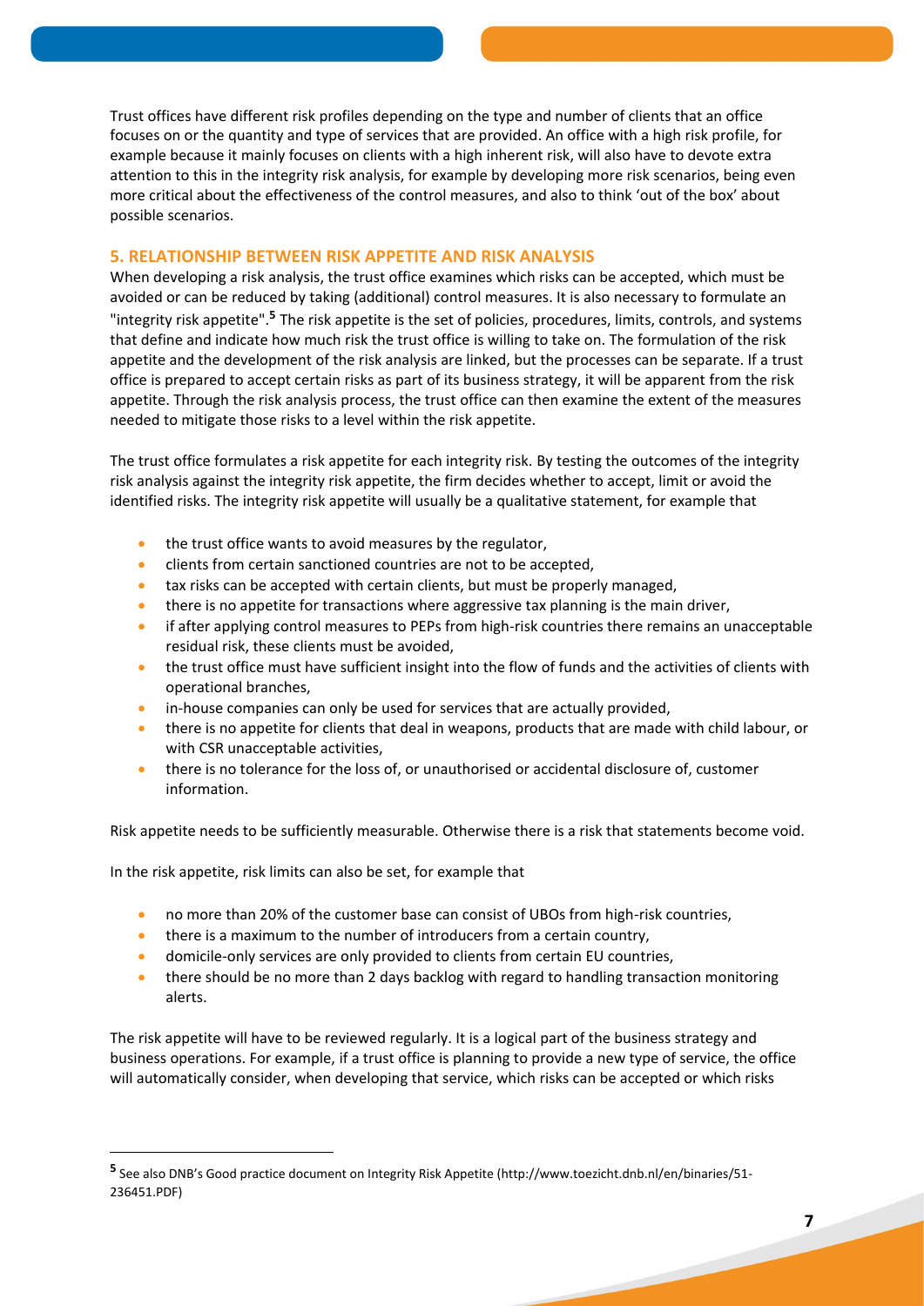Trust offices have different risk profiles depending on the type and number of clients that an office focuses on or the quantity and type of services that are provided. An office with a high risk profile, for example because it mainly focuses on clients with a high inherent risk, will also have to devote extra attention to this in the integrity risk analysis, for example by developing more risk scenarios, being even more critical about the effectiveness of the control measures, and also to think 'out of the box' about possible scenarios.

## 5. RELATIONSHIP BETWEEN RISK APPETITE AND RISK ANALYSIS

When developing a risk analysis, the trust office examines which risks can be accepted, which must be avoided or can be reduced by taking (additional) control measures. It is also necessary to formulate an "integrity risk appetite".[5] The risk appetite is the set of policies, procedures, limits, controls, and systems that define and indicate how much risk the trust office is willing to take on. The formulation of the risk appetite and the development of the risk analysis are linked, but the processes can be separate. If a trust office is prepared to accept certain risks as part of its business strategy, it will be apparent from the risk appetite. Through the risk analysis process, the trust office can then examine the extent of the measures needed to mitigate those risks to a level within the risk appetite.

The trust office formulates a risk appetite for each integrity risk. By testing the outcomes of the integrity risk analysis against the integrity risk appetite, the firm decides whether to accept, limit or avoid the identified risks. The integrity risk appetite will usually be a qualitative statement, for example that

- the trust office wants to avoid measures by the regulator,
- clients from certain sanctioned countries are not to be accepted,
- tax risks can be accepted with certain clients, but must be properly managed,
- there is no appetite for transactions where aggressive tax planning is the main driver,
- if after applying control measures to PEPs from high-risk countries there remains an unacceptable residual risk, these clients must be avoided,
- the trust office must have sufficient insight into the flow of funds and the activities of clients with operational branches,
- in-house companies can only be used for services that are actually provided,
- there is no appetite for clients that deal in weapons, products that are made with child labour, or with CSR unacceptable activities,
- there is no tolerance for the loss of, or unauthorised or accidental disclosure of, customer information.

Risk appetite needs to be sufficiently measurable. Otherwise there is a risk that statements become void.

In the risk appetite, risk limits can also be set, for example that

- no more than 20% of the customer base can consist of UBOs from high-risk countries,
- there is a maximum to the number of introducers from a certain country,
- domicile-only services are only provided to clients from certain EU countries,
- there should be no more than 2 days backlog with regard to handling transaction monitoring alerts.

The risk appetite will have to be reviewed regularly. It is a logical part of the business strategy and business operations. For example, if a trust office is planning to provide a new type of service, the office will automatically consider, when developing that service, which risks can be accepted or which risks

---

[5] See also DNB's Good practice document on Integrity Risk Appetite (http://www.toezicht.dnb.nl/en/binaries/51-236451.PDF)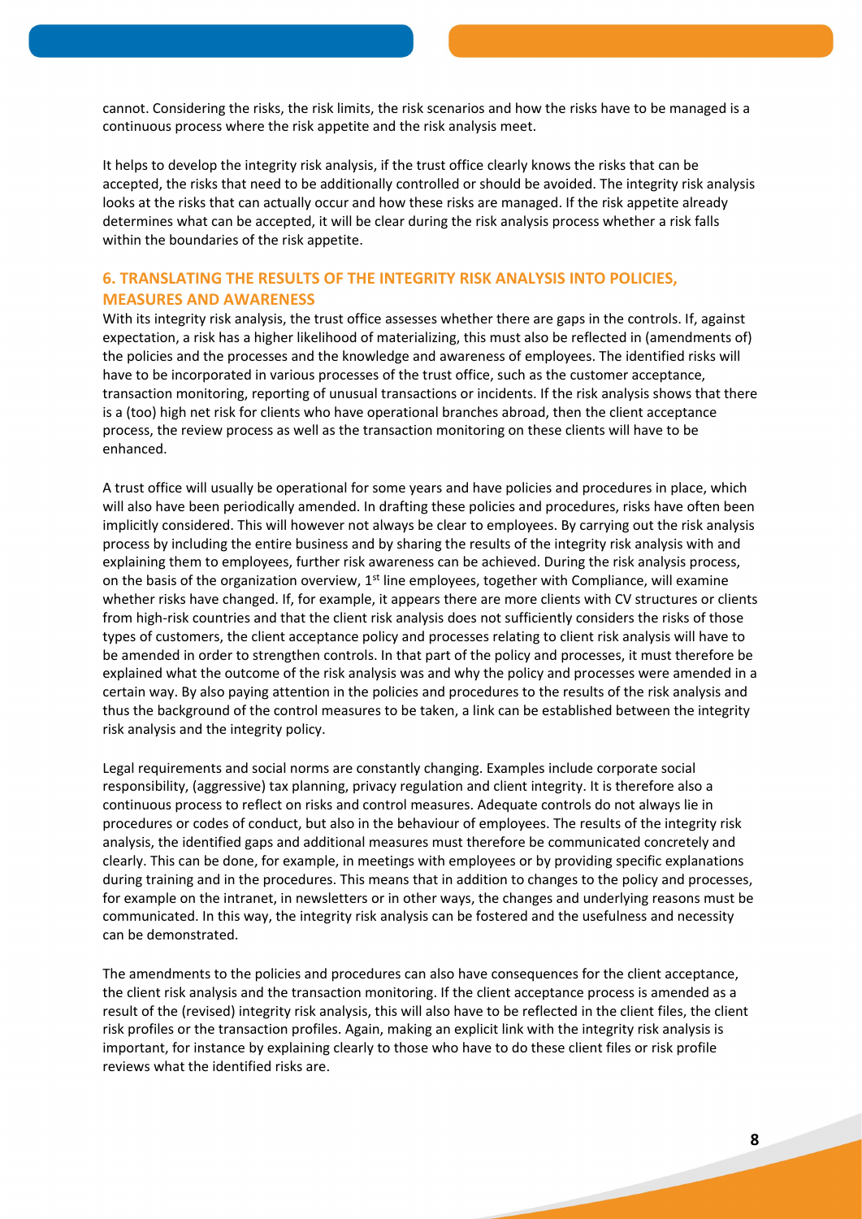cannot. Considering the risks, the risk limits, the risk scenarios and how the risks have to be managed is a continuous process where the risk appetite and the risk analysis meet.

It helps to develop the integrity risk analysis, if the trust office clearly knows the risks that can be accepted, the risks that need to be additionally controlled or should be avoided. The integrity risk analysis looks at the risks that can actually occur and how these risks are managed. If the risk appetite already determines what can be accepted, it will be clear during the risk analysis process whether a risk falls within the boundaries of the risk appetite.

## 6. TRANSLATING THE RESULTS OF THE INTEGRITY RISK ANALYSIS INTO POLICIES, MEASURES AND AWARENESS

With its integrity risk analysis, the trust office assesses whether there are gaps in the controls. If, against expectation, a risk has a higher likelihood of materializing, this must also be reflected in (amendments of) the policies and the processes and the knowledge and awareness of employees. The identified risks will have to be incorporated in various processes of the trust office, such as the customer acceptance, transaction monitoring, reporting of unusual transactions or incidents. If the risk analysis shows that there is a (too) high net risk for clients who have operational branches abroad, then the client acceptance process, the review process as well as the transaction monitoring on these clients will have to be enhanced.

A trust office will usually be operational for some years and have policies and procedures in place, which will also have been periodically amended. In drafting these policies and procedures, risks have often been implicitly considered. This will however not always be clear to employees. By carrying out the risk analysis process by including the entire business and by sharing the results of the integrity risk analysis with and explaining them to employees, further risk awareness can be achieved. During the risk analysis process, on the basis of the organization overview, 1st line employees, together with Compliance, will examine whether risks have changed. If, for example, it appears there are more clients with CV structures or clients from high-risk countries and that the client risk analysis does not sufficiently considers the risks of those types of customers, the client acceptance policy and processes relating to client risk analysis will have to be amended in order to strengthen controls. In that part of the policy and processes, it must therefore be explained what the outcome of the risk analysis was and why the policy and processes were amended in a certain way. By also paying attention in the policies and procedures to the results of the risk analysis and thus the background of the control measures to be taken, a link can be established between the integrity risk analysis and the integrity policy.

Legal requirements and social norms are constantly changing. Examples include corporate social responsibility, (aggressive) tax planning, privacy regulation and client integrity. It is therefore also a continuous process to reflect on risks and control measures. Adequate controls do not always lie in procedures or codes of conduct, but also in the behaviour of employees. The results of the integrity risk analysis, the identified gaps and additional measures must therefore be communicated concretely and clearly. This can be done, for example, in meetings with employees or by providing specific explanations during training and in the procedures. This means that in addition to changes to the policy and processes, for example on the intranet, in newsletters or in other ways, the changes and underlying reasons must be communicated. In this way, the integrity risk analysis can be fostered and the usefulness and necessity can be demonstrated.

The amendments to the policies and procedures can also have consequences for the client acceptance, the client risk analysis and the transaction monitoring. If the client acceptance process is amended as a result of the (revised) integrity risk analysis, this will also have to be reflected in the client files, the client risk profiles or the transaction profiles. Again, making an explicit link with the integrity risk analysis is important, for instance by explaining clearly to those who have to do these client files or risk profile reviews what the identified risks are.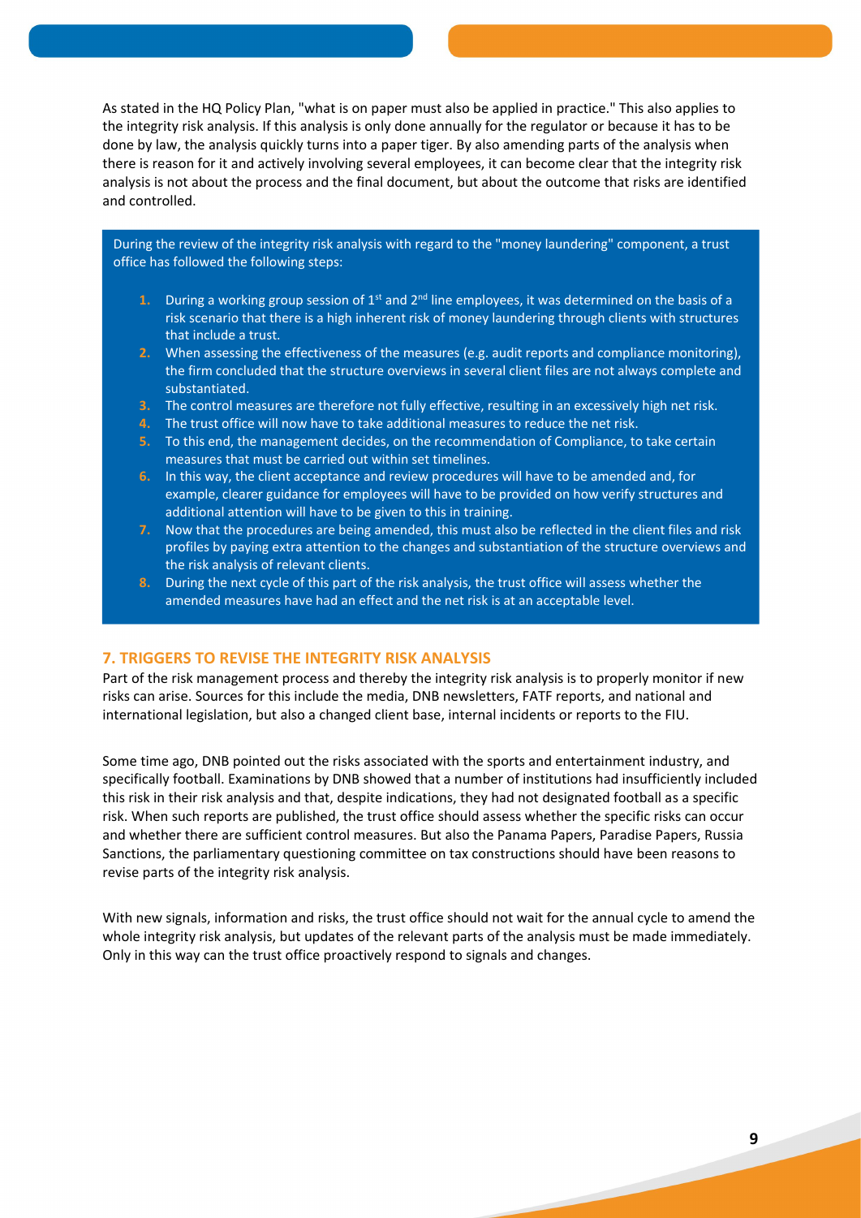As stated in the HQ Policy Plan, "what is on paper must also be applied in practice." This also applies to the integrity risk analysis. If this analysis is only done annually for the regulator or because it has to be done by law, the analysis quickly turns into a paper tiger. By also amending parts of the analysis when there is reason for it and actively involving several employees, it can become clear that the integrity risk analysis is not about the process and the final document, but about the outcome that risks are identified and controlled.

During the review of the integrity risk analysis with regard to the "money laundering" component, a trust office has followed the following steps:

1. During a working group session of 1st and 2nd line employees, it was determined on the basis of a risk scenario that there is a high inherent risk of money laundering through clients with structures that include a trust.
2. When assessing the effectiveness of the measures (e.g. audit reports and compliance monitoring), the firm concluded that the structure overviews in several client files are not always complete and substantiated.
3. The control measures are therefore not fully effective, resulting in an excessively high net risk.
4. The trust office will now have to take additional measures to reduce the net risk.
5. To this end, the management decides, on the recommendation of Compliance, to take certain measures that must be carried out within set timelines.
6. In this way, the client acceptance and review procedures will have to be amended and, for example, clearer guidance for employees will have to be provided on how verify structures and additional attention will have to be given to this in training.
7. Now that the procedures are being amended, this must also be reflected in the client files and risk profiles by paying extra attention to the changes and substantiation of the structure overviews and the risk analysis of relevant clients.
8. During the next cycle of this part of the risk analysis, the trust office will assess whether the amended measures have had an effect and the net risk is at an acceptable level.

## 7. TRIGGERS TO REVISE THE INTEGRITY RISK ANALYSIS

Part of the risk management process and thereby the integrity risk analysis is to properly monitor if new risks can arise. Sources for this include the media, DNB newsletters, FATF reports, and national and international legislation, but also a changed client base, internal incidents or reports to the FIU.

Some time ago, DNB pointed out the risks associated with the sports and entertainment industry, and specifically football. Examinations by DNB showed that a number of institutions had insufficiently included this risk in their risk analysis and that, despite indications, they had not designated football as a specific risk. When such reports are published, the trust office should assess whether the specific risks can occur and whether there are sufficient control measures. But also the Panama Papers, Paradise Papers, Russia Sanctions, the parliamentary questioning committee on tax constructions should have been reasons to revise parts of the integrity risk analysis.

With new signals, information and risks, the trust office should not wait for the annual cycle to amend the whole integrity risk analysis, but updates of the relevant parts of the analysis must be made immediately. Only in this way can the trust office proactively respond to signals and changes.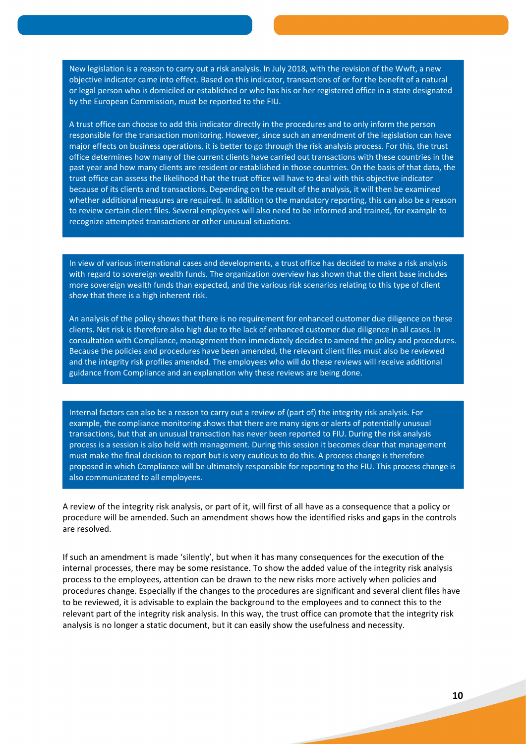New legislation is a reason to carry out a risk analysis. In July 2018, with the revision of the Wwft, a new objective indicator came into effect. Based on this indicator, transactions of or for the benefit of a natural or legal person who is domiciled or established or who has his or her registered office in a state designated by the European Commission, must be reported to the FIU.

A trust office can choose to add this indicator directly in the procedures and to only inform the person responsible for the transaction monitoring. However, since such an amendment of the legislation can have major effects on business operations, it is better to go through the risk analysis process. For this, the trust office determines how many of the current clients have carried out transactions with these countries in the past year and how many clients are resident or established in those countries. On the basis of that data, the trust office can assess the likelihood that the trust office will have to deal with this objective indicator because of its clients and transactions. Depending on the result of the analysis, it will then be examined whether additional measures are required. In addition to the mandatory reporting, this can also be a reason to review certain client files. Several employees will also need to be informed and trained, for example to recognize attempted transactions or other unusual situations.

In view of various international cases and developments, a trust office has decided to make a risk analysis with regard to sovereign wealth funds. The organization overview has shown that the client base includes more sovereign wealth funds than expected, and the various risk scenarios relating to this type of client show that there is a high inherent risk.

An analysis of the policy shows that there is no requirement for enhanced customer due diligence on these clients. Net risk is therefore also high due to the lack of enhanced customer due diligence in all cases. In consultation with Compliance, management then immediately decides to amend the policy and procedures. Because the policies and procedures have been amended, the relevant client files must also be reviewed and the integrity risk profiles amended. The employees who will do these reviews will receive additional guidance from Compliance and an explanation why these reviews are being done.

Internal factors can also be a reason to carry out a review of (part of) the integrity risk analysis. For example, the compliance monitoring shows that there are many signs or alerts of potentially unusual transactions, but that an unusual transaction has never been reported to FIU. During the risk analysis process is a session is also held with management. During this session it becomes clear that management must make the final decision to report but is very cautious to do this. A process change is therefore proposed in which Compliance will be ultimately responsible for reporting to the FIU. This process change is also communicated to all employees.

A review of the integrity risk analysis, or part of it, will first of all have as a consequence that a policy or procedure will be amended. Such an amendment shows how the identified risks and gaps in the controls are resolved.

If such an amendment is made 'silently', but when it has many consequences for the execution of the internal processes, there may be some resistance. To show the added value of the integrity risk analysis process to the employees, attention can be drawn to the new risks more actively when policies and procedures change. Especially if the changes to the procedures are significant and several client files have to be reviewed, it is advisable to explain the background to the employees and to connect this to the relevant part of the integrity risk analysis. In this way, the trust office can promote that the integrity risk analysis is no longer a static document, but it can easily show the usefulness and necessity.